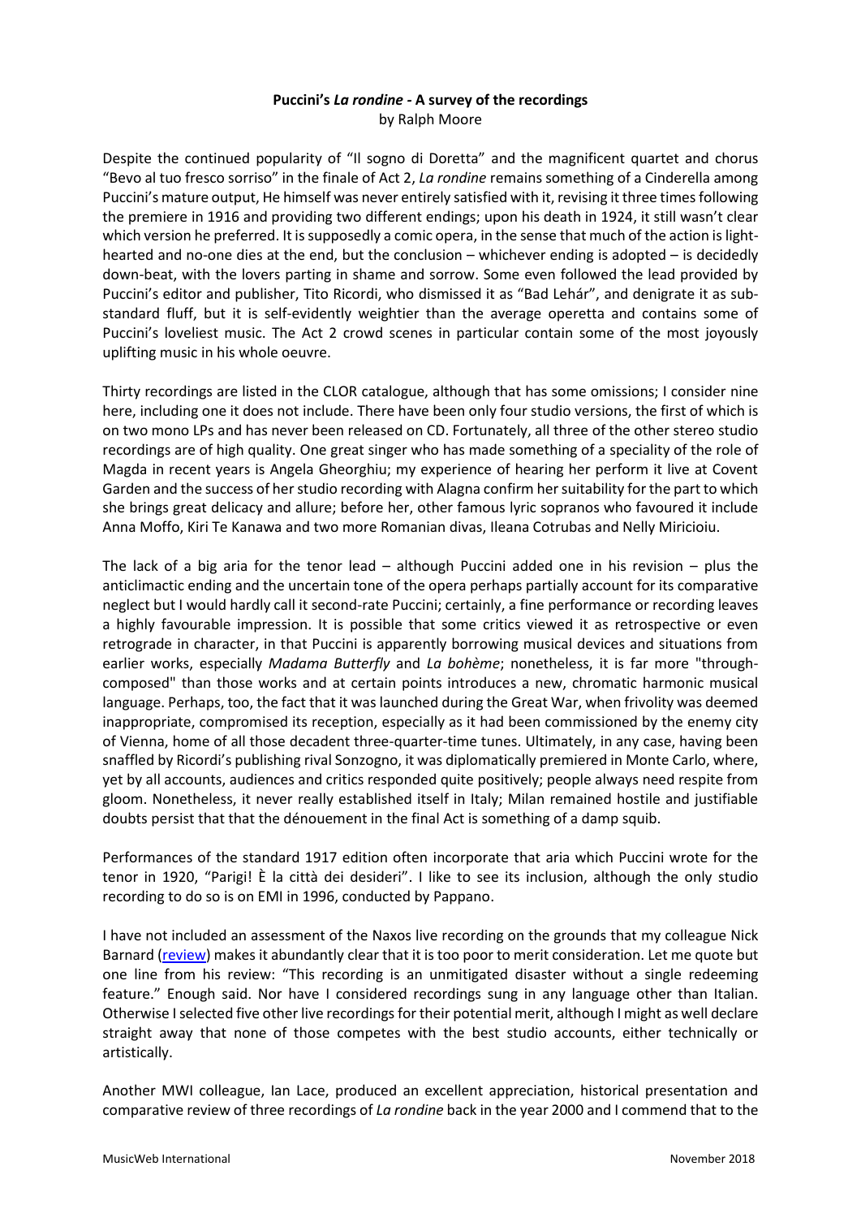# Puccini's *La rondine* - A survey of the recordings

by Ralph Moore

Despite the continued popularity of "Il sogno di Doretta" and the magnificent quartet and chorus "Bevo al tuo fresco sorriso" in the finale of Act 2, *La rondine* remains something of a Cinderella among Puccini's mature output, He himself was never entirely satisfied with it, revising it three times following the premiere in 1916 and providing two different endings; upon his death in 1924, it still wasn't clear which version he preferred. It is supposedly a comic opera, in the sense that much of the action is light-hearted and no-one dies at the end, but the conclusion – whichever ending is adopted – is decidedly down-beat, with the lovers parting in shame and sorrow. Some even followed the lead provided by Puccini's editor and publisher, Tito Ricordi, who dismissed it as "Bad Lehár", and denigrate it as sub-standard fluff, but it is self-evidently weightier than the average operetta and contains some of Puccini's loveliest music. The Act 2 crowd scenes in particular contain some of the most joyously uplifting music in his whole oeuvre.

Thirty recordings are listed in the CLOR catalogue, although that has some omissions; I consider nine here, including one it does not include. There have been only four studio versions, the first of which is on two mono LPs and has never been released on CD. Fortunately, all three of the other stereo studio recordings are of high quality. One great singer who has made something of a speciality of the role of Magda in recent years is Angela Gheorghiu; my experience of hearing her perform it live at Covent Garden and the success of her studio recording with Alagna confirm her suitability for the part to which she brings great delicacy and allure; before her, other famous lyric sopranos who favoured it include Anna Moffo, Kiri Te Kanawa and two more Romanian divas, Ileana Cotrubas and Nelly Miricioiu.

The lack of a big aria for the tenor lead – although Puccini added one in his revision – plus the anticlimactic ending and the uncertain tone of the opera perhaps partially account for its comparative neglect but I would hardly call it second-rate Puccini; certainly, a fine performance or recording leaves a highly favourable impression. It is possible that some critics viewed it as retrospective or even retrograde in character, in that Puccini is apparently borrowing musical devices and situations from earlier works, especially *Madama Butterfly* and *La bohème*; nonetheless, it is far more "through-composed" than those works and at certain points introduces a new, chromatic harmonic musical language. Perhaps, too, the fact that it was launched during the Great War, when frivolity was deemed inappropriate, compromised its reception, especially as it had been commissioned by the enemy city of Vienna, home of all those decadent three-quarter-time tunes. Ultimately, in any case, having been snaffled by Ricordi's publishing rival Sonzogno, it was diplomatically premiered in Monte Carlo, where, yet by all accounts, audiences and critics responded quite positively; people always need respite from gloom. Nonetheless, it never really established itself in Italy; Milan remained hostile and justifiable doubts persist that that the dénouement in the final Act is something of a damp squib.

Performances of the standard 1917 edition often incorporate that aria which Puccini wrote for the tenor in 1920, "Parigi! È la città dei desideri". I like to see its inclusion, although the only studio recording to do so is on EMI in 1996, conducted by Pappano.

I have not included an assessment of the Naxos live recording on the grounds that my colleague Nick Barnard (review) makes it abundantly clear that it is too poor to merit consideration. Let me quote but one line from his review: "This recording is an unmitigated disaster without a single redeeming feature." Enough said. Nor have I considered recordings sung in any language other than Italian. Otherwise I selected five other live recordings for their potential merit, although I might as well declare straight away that none of those competes with the best studio accounts, either technically or artistically.

Another MWI colleague, Ian Lace, produced an excellent appreciation, historical presentation and comparative review of three recordings of *La rondine* back in the year 2000 and I commend that to the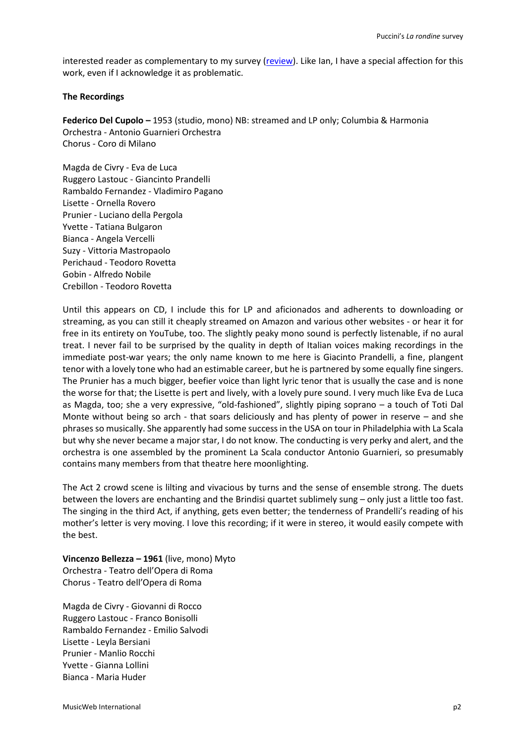interested reader as complementary to my survey ([review](review)). Like Ian, I have a special affection for this work, even if I acknowledge it as problematic.

**The Recordings**

**Federico Del Cupolo –** 1953 (studio, mono) NB: streamed and LP only; Columbia & Harmonia
Orchestra - Antonio Guarnieri Orchestra
Chorus - Coro di Milano

Magda de Civry - Eva de Luca
Ruggero Lastouc - Giancinto Prandelli
Rambaldo Fernandez - Vladimiro Pagano
Lisette - Ornella Rovero
Prunier - Luciano della Pergola
Yvette - Tatiana Bulgaron
Bianca - Angela Vercelli
Suzy - Vittoria Mastropaolo
Perichaud - Teodoro Rovetta
Gobin - Alfredo Nobile
Crebillon - Teodoro Rovetta

Until this appears on CD, I include this for LP and aficionados and adherents to downloading or streaming, as you can still it cheaply streamed on Amazon and various other websites - or hear it for free in its entirety on YouTube, too. The slightly peaky mono sound is perfectly listenable, if no aural treat. I never fail to be surprised by the quality in depth of Italian voices making recordings in the immediate post-war years; the only name known to me here is Giacinto Prandelli, a fine, plangent tenor with a lovely tone who had an estimable career, but he is partnered by some equally fine singers. The Prunier has a much bigger, beefier voice than light lyric tenor that is usually the case and is none the worse for that; the Lisette is pert and lively, with a lovely pure sound. I very much like Eva de Luca as Magda, too; she a very expressive, "old-fashioned", slightly piping soprano – a touch of Toti Dal Monte without being so arch - that soars deliciously and has plenty of power in reserve – and she phrases so musically. She apparently had some success in the USA on tour in Philadelphia with La Scala but why she never became a major star, I do not know. The conducting is very perky and alert, and the orchestra is one assembled by the prominent La Scala conductor Antonio Guarnieri, so presumably contains many members from that theatre here moonlighting.

The Act 2 crowd scene is lilting and vivacious by turns and the sense of ensemble strong. The duets between the lovers are enchanting and the Brindisi quartet sublimely sung – only just a little too fast. The singing in the third Act, if anything, gets even better; the tenderness of Prandelli's reading of his mother's letter is very moving. I love this recording; if it were in stereo, it would easily compete with the best.

**Vincenzo Bellezza – 1961** (live, mono) Myto
Orchestra - Teatro dell'Opera di Roma
Chorus - Teatro dell'Opera di Roma

Magda de Civry - Giovanni di Rocco
Ruggero Lastouc - Franco Bonisolli
Rambaldo Fernandez - Emilio Salvodi
Lisette - Leyla Bersiani
Prunier - Manlio Rocchi
Yvette - Gianna Lollini
Bianca - Maria Huder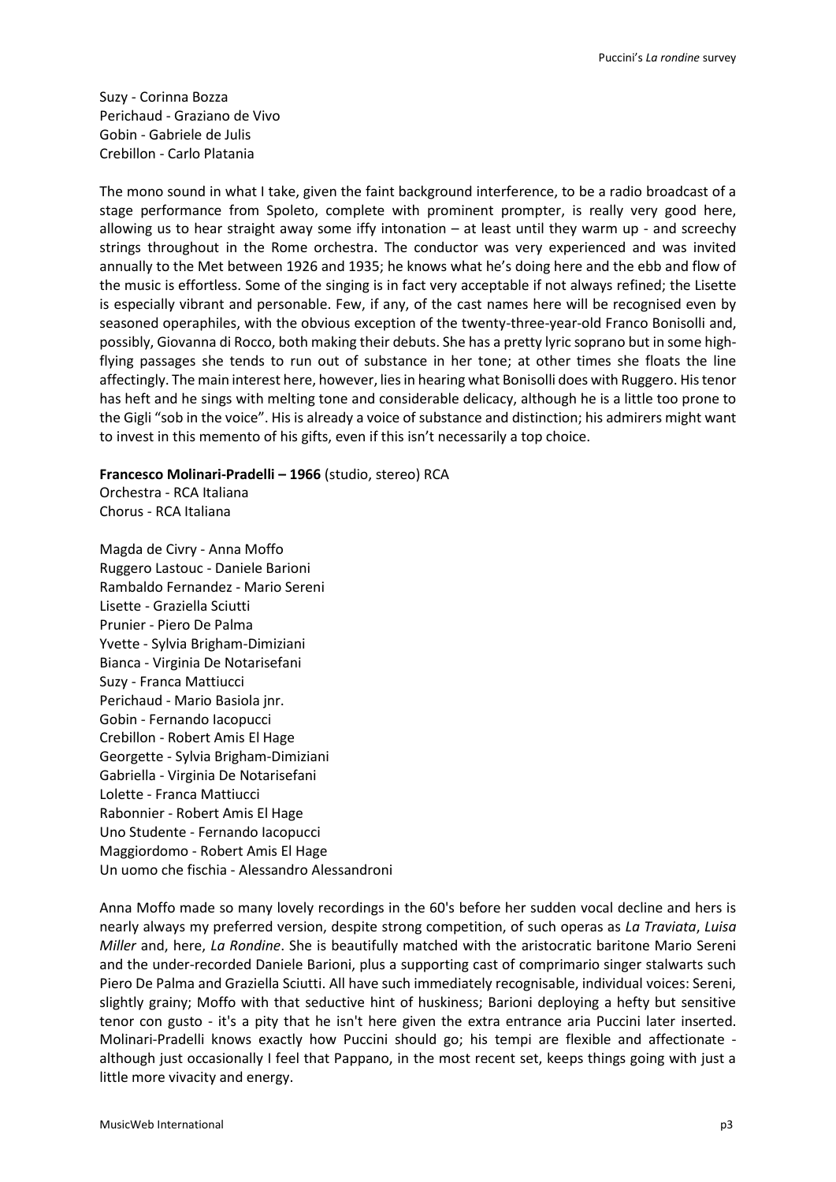Suzy - Corinna Bozza
Perichaud - Graziano de Vivo
Gobin - Gabriele de Julis
Crebillon - Carlo Platania

The mono sound in what I take, given the faint background interference, to be a radio broadcast of a stage performance from Spoleto, complete with prominent prompter, is really very good here, allowing us to hear straight away some iffy intonation – at least until they warm up - and screechy strings throughout in the Rome orchestra. The conductor was very experienced and was invited annually to the Met between 1926 and 1935; he knows what he's doing here and the ebb and flow of the music is effortless. Some of the singing is in fact very acceptable if not always refined; the Lisette is especially vibrant and personable. Few, if any, of the cast names here will be recognised even by seasoned operaphiles, with the obvious exception of the twenty-three-year-old Franco Bonisolli and, possibly, Giovanna di Rocco, both making their debuts. She has a pretty lyric soprano but in some high-flying passages she tends to run out of substance in her tone; at other times she floats the line affectingly. The main interest here, however, lies in hearing what Bonisolli does with Ruggero. His tenor has heft and he sings with melting tone and considerable delicacy, although he is a little too prone to the Gigli "sob in the voice". His is already a voice of substance and distinction; his admirers might want to invest in this memento of his gifts, even if this isn't necessarily a top choice.

**Francesco Molinari-Pradelli – 1966** (studio, stereo) RCA
Orchestra - RCA Italiana
Chorus - RCA Italiana

Magda de Civry - Anna Moffo
Ruggero Lastouc - Daniele Barioni
Rambaldo Fernandez - Mario Sereni
Lisette - Graziella Sciutti
Prunier - Piero De Palma
Yvette - Sylvia Brigham-Dimiziani
Bianca - Virginia De Notarisefani
Suzy - Franca Mattiucci
Perichaud - Mario Basiola jnr.
Gobin - Fernando Iacopucci
Crebillon - Robert Amis El Hage
Georgette - Sylvia Brigham-Dimiziani
Gabriella - Virginia De Notarisefani
Lolette - Franca Mattiucci
Rabonnier - Robert Amis El Hage
Uno Studente - Fernando Iacopucci
Maggiordomo - Robert Amis El Hage
Un uomo che fischia - Alessandro Alessandroni

Anna Moffo made so many lovely recordings in the 60's before her sudden vocal decline and hers is nearly always my preferred version, despite strong competition, of such operas as *La Traviata*, *Luisa Miller* and, here, *La Rondine*. She is beautifully matched with the aristocratic baritone Mario Sereni and the under-recorded Daniele Barioni, plus a supporting cast of comprimario singer stalwarts such Piero De Palma and Graziella Sciutti. All have such immediately recognisable, individual voices: Sereni, slightly grainy; Moffo with that seductive hint of huskiness; Barioni deploying a hefty but sensitive tenor con gusto - it's a pity that he isn't here given the extra entrance aria Puccini later inserted. Molinari-Pradelli knows exactly how Puccini should go; his tempi are flexible and affectionate - although just occasionally I feel that Pappano, in the most recent set, keeps things going with just a little more vivacity and energy.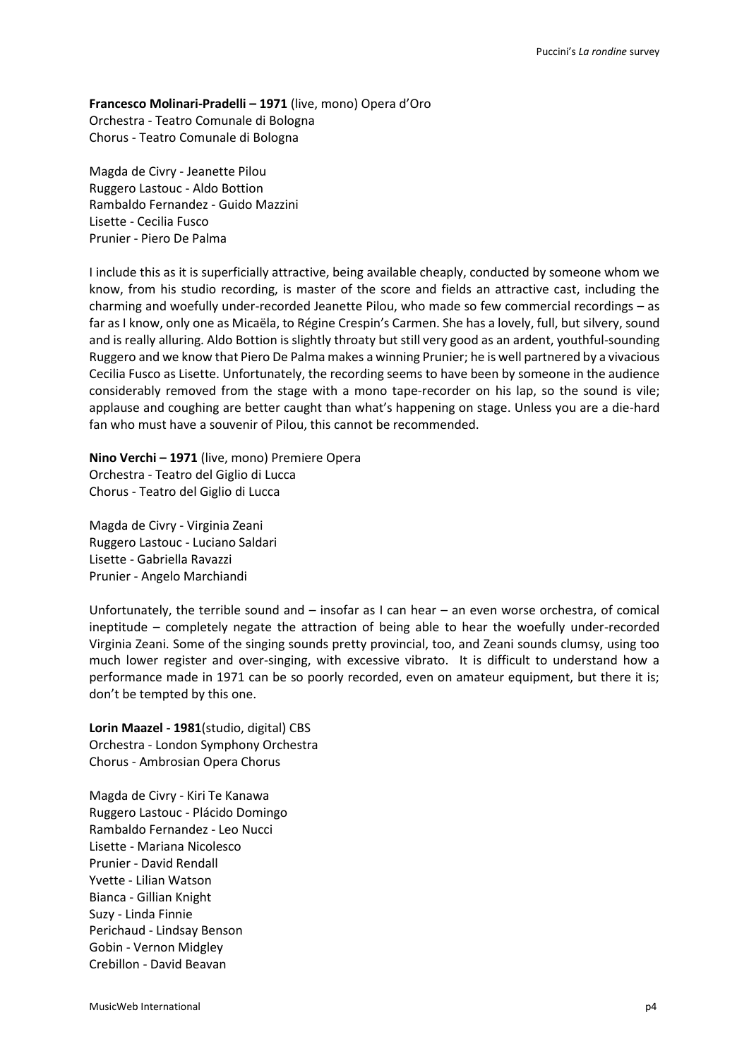**Francesco Molinari-Pradelli – 1971** (live, mono) Opera d'Oro
Orchestra - Teatro Comunale di Bologna
Chorus - Teatro Comunale di Bologna

Magda de Civry - Jeanette Pilou
Ruggero Lastouc - Aldo Bottion
Rambaldo Fernandez - Guido Mazzini
Lisette - Cecilia Fusco
Prunier - Piero De Palma

I include this as it is superficially attractive, being available cheaply, conducted by someone whom we know, from his studio recording, is master of the score and fields an attractive cast, including the charming and woefully under-recorded Jeanette Pilou, who made so few commercial recordings – as far as I know, only one as Micaëla, to Régine Crespin's Carmen. She has a lovely, full, but silvery, sound and is really alluring. Aldo Bottion is slightly throaty but still very good as an ardent, youthful-sounding Ruggero and we know that Piero De Palma makes a winning Prunier; he is well partnered by a vivacious Cecilia Fusco as Lisette. Unfortunately, the recording seems to have been by someone in the audience considerably removed from the stage with a mono tape-recorder on his lap, so the sound is vile; applause and coughing are better caught than what's happening on stage. Unless you are a die-hard fan who must have a souvenir of Pilou, this cannot be recommended.

**Nino Verchi – 1971** (live, mono) Premiere Opera
Orchestra - Teatro del Giglio di Lucca
Chorus - Teatro del Giglio di Lucca

Magda de Civry - Virginia Zeani
Ruggero Lastouc - Luciano Saldari
Lisette - Gabriella Ravazzi
Prunier - Angelo Marchiandi

Unfortunately, the terrible sound and – insofar as I can hear – an even worse orchestra, of comical ineptitude – completely negate the attraction of being able to hear the woefully under-recorded Virginia Zeani. Some of the singing sounds pretty provincial, too, and Zeani sounds clumsy, using too much lower register and over-singing, with excessive vibrato. It is difficult to understand how a performance made in 1971 can be so poorly recorded, even on amateur equipment, but there it is; don't be tempted by this one.

**Lorin Maazel - 1981**(studio, digital) CBS
Orchestra - London Symphony Orchestra
Chorus - Ambrosian Opera Chorus

Magda de Civry - Kiri Te Kanawa
Ruggero Lastouc - Plácido Domingo
Rambaldo Fernandez - Leo Nucci
Lisette - Mariana Nicolesco
Prunier - David Rendall
Yvette - Lilian Watson
Bianca - Gillian Knight
Suzy - Linda Finnie
Perichaud - Lindsay Benson
Gobin - Vernon Midgley
Crebillon - David Beavan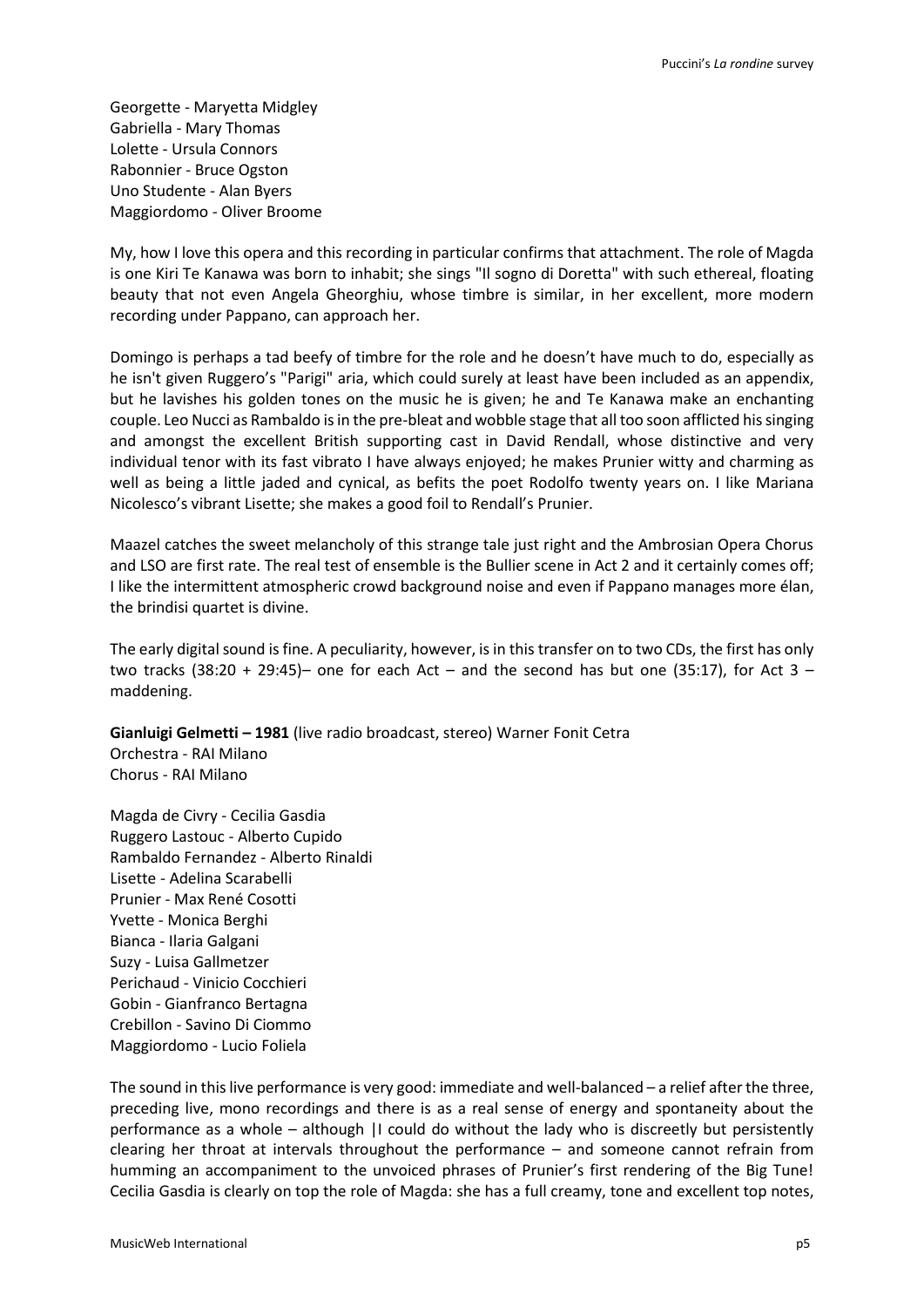Georgette - Maryetta Midgley
Gabriella - Mary Thomas
Lolette - Ursula Connors
Rabonnier - Bruce Ogston
Uno Studente - Alan Byers
Maggiordomo - Oliver Broome

My, how I love this opera and this recording in particular confirms that attachment. The role of Magda is one Kiri Te Kanawa was born to inhabit; she sings "Il sogno di Doretta" with such ethereal, floating beauty that not even Angela Gheorghiu, whose timbre is similar, in her excellent, more modern recording under Pappano, can approach her.

Domingo is perhaps a tad beefy of timbre for the role and he doesn't have much to do, especially as he isn't given Ruggero's "Parigi" aria, which could surely at least have been included as an appendix, but he lavishes his golden tones on the music he is given; he and Te Kanawa make an enchanting couple. Leo Nucci as Rambaldo is in the pre-bleat and wobble stage that all too soon afflicted his singing and amongst the excellent British supporting cast in David Rendall, whose distinctive and very individual tenor with its fast vibrato I have always enjoyed; he makes Prunier witty and charming as well as being a little jaded and cynical, as befits the poet Rodolfo twenty years on. I like Mariana Nicolesco's vibrant Lisette; she makes a good foil to Rendall's Prunier.

Maazel catches the sweet melancholy of this strange tale just right and the Ambrosian Opera Chorus and LSO are first rate. The real test of ensemble is the Bullier scene in Act 2 and it certainly comes off; I like the intermittent atmospheric crowd background noise and even if Pappano manages more élan, the brindisi quartet is divine.

The early digital sound is fine. A peculiarity, however, is in this transfer on to two CDs, the first has only two tracks (38:20 + 29:45)– one for each Act – and the second has but one (35:17), for Act 3 – maddening.

**Gianluigi Gelmetti – 1981** (live radio broadcast, stereo) Warner Fonit Cetra
Orchestra - RAI Milano
Chorus - RAI Milano

Magda de Civry - Cecilia Gasdia
Ruggero Lastouc - Alberto Cupido
Rambaldo Fernandez - Alberto Rinaldi
Lisette - Adelina Scarabelli
Prunier - Max René Cosotti
Yvette - Monica Berghi
Bianca - Ilaria Galgani
Suzy - Luisa Gallmetzer
Perichaud - Vinicio Cocchieri
Gobin - Gianfranco Bertagna
Crebillon - Savino Di Ciommo
Maggiordomo - Lucio Foliela

The sound in this live performance is very good: immediate and well-balanced – a relief after the three, preceding live, mono recordings and there is as a real sense of energy and spontaneity about the performance as a whole – although |I could do without the lady who is discreetly but persistently clearing her throat at intervals throughout the performance – and someone cannot refrain from humming an accompaniment to the unvoiced phrases of Prunier's first rendering of the Big Tune! Cecilia Gasdia is clearly on top the role of Magda: she has a full creamy, tone and excellent top notes,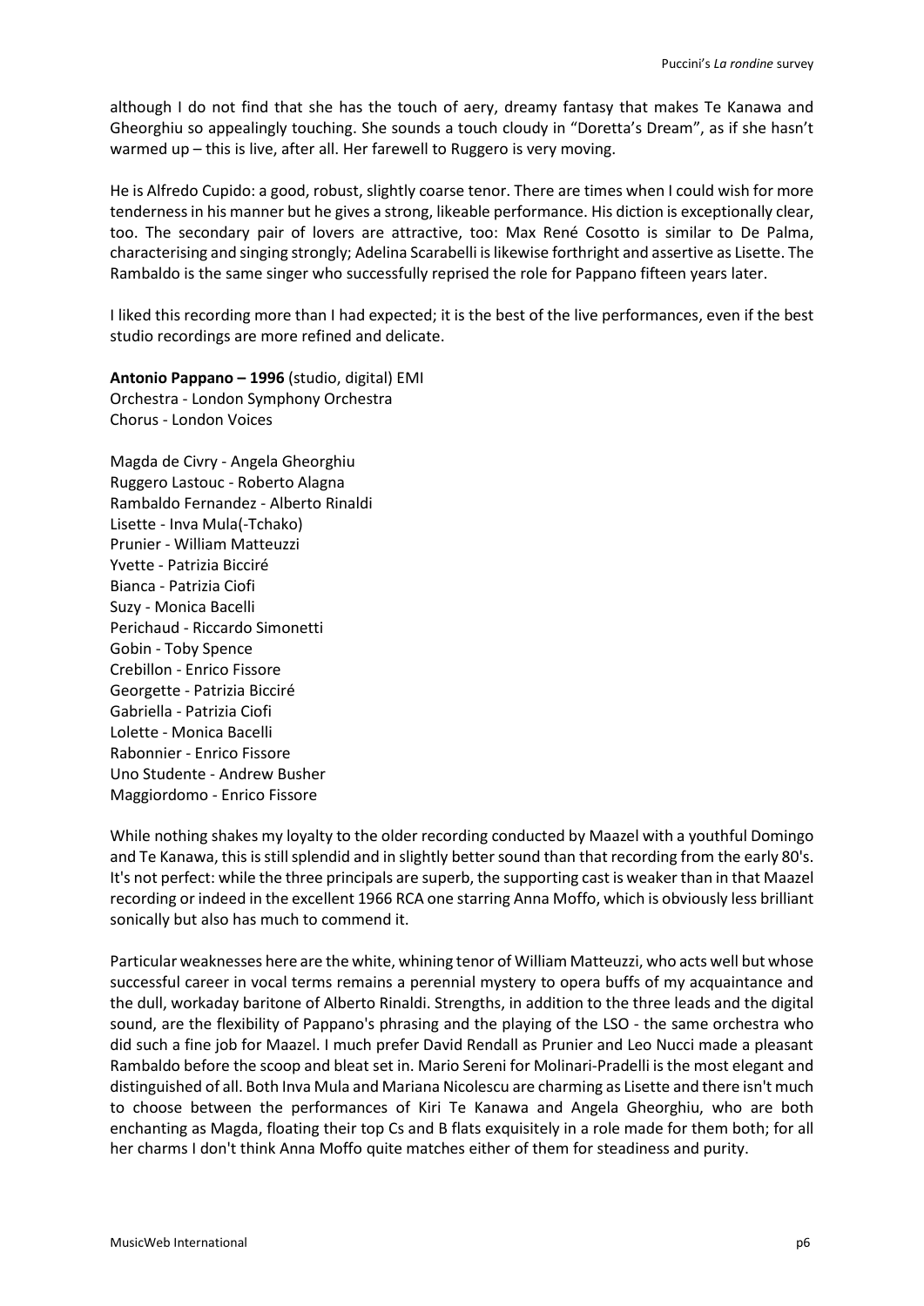although I do not find that she has the touch of aery, dreamy fantasy that makes Te Kanawa and Gheorghiu so appealingly touching. She sounds a touch cloudy in "Doretta's Dream", as if she hasn't warmed up – this is live, after all. Her farewell to Ruggero is very moving.

He is Alfredo Cupido: a good, robust, slightly coarse tenor. There are times when I could wish for more tenderness in his manner but he gives a strong, likeable performance. His diction is exceptionally clear, too. The secondary pair of lovers are attractive, too: Max René Cosotto is similar to De Palma, characterising and singing strongly; Adelina Scarabelli is likewise forthright and assertive as Lisette. The Rambaldo is the same singer who successfully reprised the role for Pappano fifteen years later.

I liked this recording more than I had expected; it is the best of the live performances, even if the best studio recordings are more refined and delicate.

**Antonio Pappano – 1996** (studio, digital) EMI
Orchestra - London Symphony Orchestra
Chorus - London Voices

Magda de Civry - Angela Gheorghiu
Ruggero Lastouc - Roberto Alagna
Rambaldo Fernandez - Alberto Rinaldi
Lisette - Inva Mula(-Tchako)
Prunier - William Matteuzzi
Yvette - Patrizia Bicciré
Bianca - Patrizia Ciofi
Suzy - Monica Bacelli
Perichaud - Riccardo Simonetti
Gobin - Toby Spence
Crebillon - Enrico Fissore
Georgette - Patrizia Bicciré
Gabriella - Patrizia Ciofi
Lolette - Monica Bacelli
Rabonnier - Enrico Fissore
Uno Studente - Andrew Busher
Maggiordomo - Enrico Fissore

While nothing shakes my loyalty to the older recording conducted by Maazel with a youthful Domingo and Te Kanawa, this is still splendid and in slightly better sound than that recording from the early 80's. It's not perfect: while the three principals are superb, the supporting cast is weaker than in that Maazel recording or indeed in the excellent 1966 RCA one starring Anna Moffo, which is obviously less brilliant sonically but also has much to commend it.

Particular weaknesses here are the white, whining tenor of William Matteuzzi, who acts well but whose successful career in vocal terms remains a perennial mystery to opera buffs of my acquaintance and the dull, workaday baritone of Alberto Rinaldi. Strengths, in addition to the three leads and the digital sound, are the flexibility of Pappano's phrasing and the playing of the LSO - the same orchestra who did such a fine job for Maazel. I much prefer David Rendall as Prunier and Leo Nucci made a pleasant Rambaldo before the scoop and bleat set in. Mario Sereni for Molinari-Pradelli is the most elegant and distinguished of all. Both Inva Mula and Mariana Nicolescu are charming as Lisette and there isn't much to choose between the performances of Kiri Te Kanawa and Angela Gheorghiu, who are both enchanting as Magda, floating their top Cs and B flats exquisitely in a role made for them both; for all her charms I don't think Anna Moffo quite matches either of them for steadiness and purity.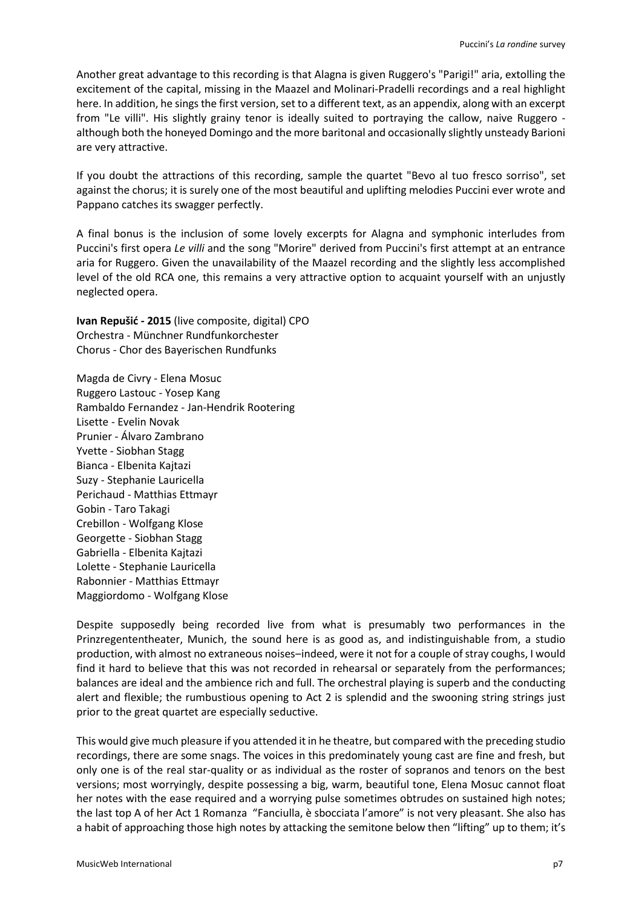Another great advantage to this recording is that Alagna is given Ruggero's "Parigi!" aria, extolling the excitement of the capital, missing in the Maazel and Molinari-Pradelli recordings and a real highlight here. In addition, he sings the first version, set to a different text, as an appendix, along with an excerpt from "Le villi". His slightly grainy tenor is ideally suited to portraying the callow, naive Ruggero - although both the honeyed Domingo and the more baritonal and occasionally slightly unsteady Barioni are very attractive.

If you doubt the attractions of this recording, sample the quartet "Bevo al tuo fresco sorriso", set against the chorus; it is surely one of the most beautiful and uplifting melodies Puccini ever wrote and Pappano catches its swagger perfectly.

A final bonus is the inclusion of some lovely excerpts for Alagna and symphonic interludes from Puccini's first opera *Le villi* and the song "Morire" derived from Puccini's first attempt at an entrance aria for Ruggero. Given the unavailability of the Maazel recording and the slightly less accomplished level of the old RCA one, this remains a very attractive option to acquaint yourself with an unjustly neglected opera.

**Ivan Repušić - 2015** (live composite, digital) CPO
Orchestra - Münchner Rundfunkorchester
Chorus - Chor des Bayerischen Rundfunks

Magda de Civry - Elena Mosuc
Ruggero Lastouc - Yosep Kang
Rambaldo Fernandez - Jan-Hendrik Rootering
Lisette - Evelin Novak
Prunier - Álvaro Zambrano
Yvette - Siobhan Stagg
Bianca - Elbenita Kajtazi
Suzy - Stephanie Lauricella
Perichaud - Matthias Ettmayr
Gobin - Taro Takagi
Crebillon - Wolfgang Klose
Georgette - Siobhan Stagg
Gabriella - Elbenita Kajtazi
Lolette - Stephanie Lauricella
Rabonnier - Matthias Ettmayr
Maggiordomo - Wolfgang Klose

Despite supposedly being recorded live from what is presumably two performances in the Prinzregententheater, Munich, the sound here is as good as, and indistinguishable from, a studio production, with almost no extraneous noises–indeed, were it not for a couple of stray coughs, I would find it hard to believe that this was not recorded in rehearsal or separately from the performances; balances are ideal and the ambience rich and full. The orchestral playing is superb and the conducting alert and flexible; the rumbustious opening to Act 2 is splendid and the swooning string strings just prior to the great quartet are especially seductive.

This would give much pleasure if you attended it in he theatre, but compared with the preceding studio recordings, there are some snags. The voices in this predominately young cast are fine and fresh, but only one is of the real star-quality or as individual as the roster of sopranos and tenors on the best versions; most worryingly, despite possessing a big, warm, beautiful tone, Elena Mosuc cannot float her notes with the ease required and a worrying pulse sometimes obtrudes on sustained high notes; the last top A of her Act 1 Romanza "Fanciulla, è sbocciata l'amore" is not very pleasant. She also has a habit of approaching those high notes by attacking the semitone below then "lifting" up to them; it's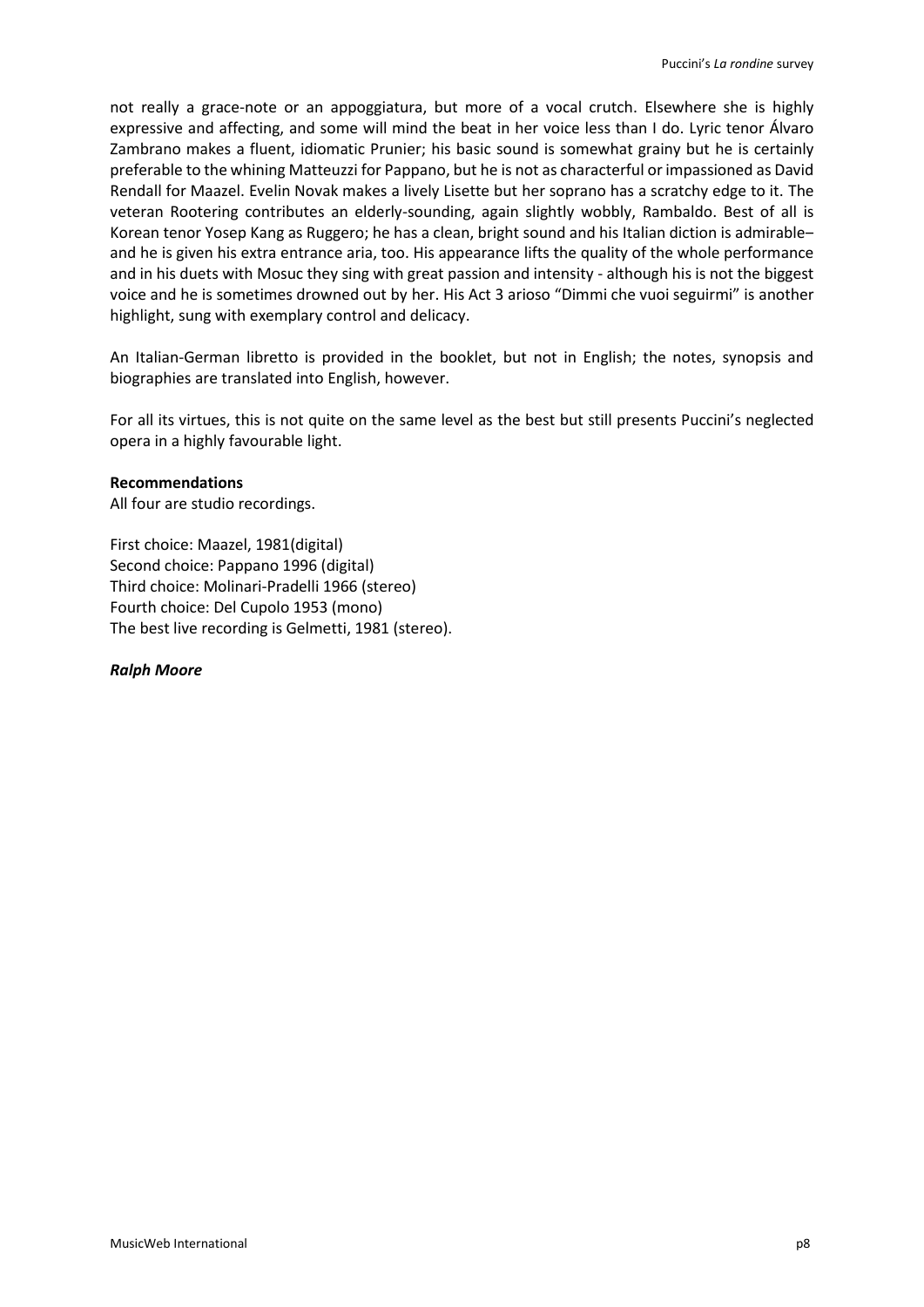not really a grace-note or an appoggiatura, but more of a vocal crutch. Elsewhere she is highly expressive and affecting, and some will mind the beat in her voice less than I do. Lyric tenor Álvaro Zambrano makes a fluent, idiomatic Prunier; his basic sound is somewhat grainy but he is certainly preferable to the whining Matteuzzi for Pappano, but he is not as characterful or impassioned as David Rendall for Maazel. Evelin Novak makes a lively Lisette but her soprano has a scratchy edge to it. The veteran Rootering contributes an elderly-sounding, again slightly wobbly, Rambaldo. Best of all is Korean tenor Yosep Kang as Ruggero; he has a clean, bright sound and his Italian diction is admirable– and he is given his extra entrance aria, too. His appearance lifts the quality of the whole performance and in his duets with Mosuc they sing with great passion and intensity - although his is not the biggest voice and he is sometimes drowned out by her. His Act 3 arioso "Dimmi che vuoi seguirmi" is another highlight, sung with exemplary control and delicacy.

An Italian-German libretto is provided in the booklet, but not in English; the notes, synopsis and biographies are translated into English, however.

For all its virtues, this is not quite on the same level as the best but still presents Puccini's neglected opera in a highly favourable light.

**Recommendations**
All four are studio recordings.

First choice: Maazel, 1981(digital)
Second choice: Pappano 1996 (digital)
Third choice: Molinari-Pradelli 1966 (stereo)
Fourth choice: Del Cupolo 1953 (mono)
The best live recording is Gelmetti, 1981 (stereo).

***Ralph Moore***